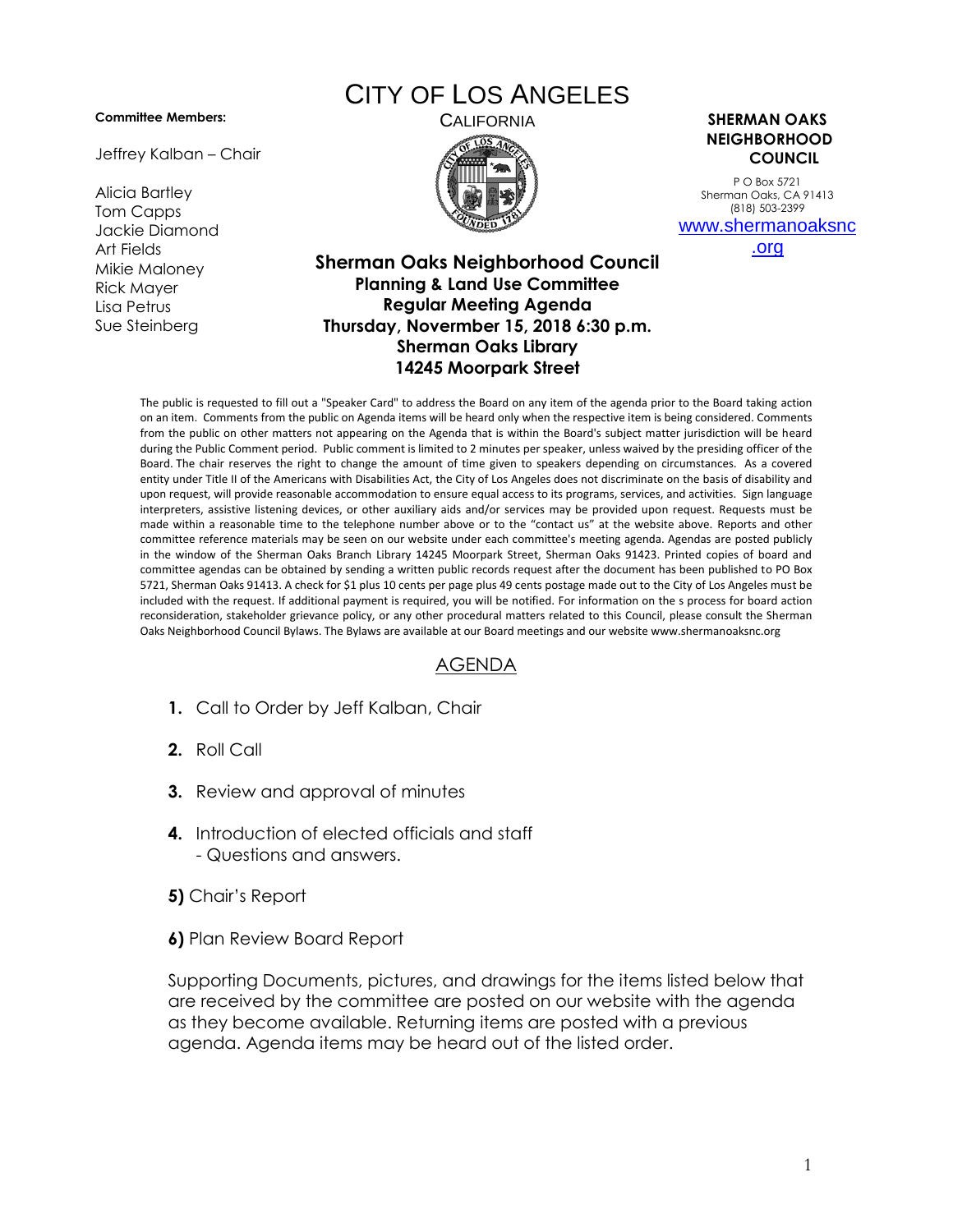# CITY OF LOS ANGELES

CALIFORNIA

**Committee Members:**

Jeffrey Kalban – Chair

Alicia Bartley
Tom Capps
Jackie Diamond
Art Fields
Mikie Maloney
Rick Mayer
Lisa Petrus
Sue Steinberg

**SHERMAN OAKS NEIGHBORHOOD COUNCIL**

P O Box 5721
Sherman Oaks, CA 91413
(818) 503-2399
www.shermanoaksnc.org

## Sherman Oaks Neighborhood Council
**Planning & Land Use Committee**
**Regular Meeting Agenda**
**Thursday, Novermber 15, 2018 6:30 p.m.**
**Sherman Oaks Library**
**14245 Moorpark Street**

The public is requested to fill out a "Speaker Card" to address the Board on any item of the agenda prior to the Board taking action on an item. Comments from the public on Agenda items will be heard only when the respective item is being considered. Comments from the public on other matters not appearing on the Agenda that is within the Board's subject matter jurisdiction will be heard during the Public Comment period. Public comment is limited to 2 minutes per speaker, unless waived by the presiding officer of the Board. The chair reserves the right to change the amount of time given to speakers depending on circumstances. As a covered entity under Title II of the Americans with Disabilities Act, the City of Los Angeles does not discriminate on the basis of disability and upon request, will provide reasonable accommodation to ensure equal access to its programs, services, and activities. Sign language interpreters, assistive listening devices, or other auxiliary aids and/or services may be provided upon request. Requests must be made within a reasonable time to the telephone number above or to the "contact us" at the website above. Reports and other committee reference materials may be seen on our website under each committee's meeting agenda. Agendas are posted publicly in the window of the Sherman Oaks Branch Library 14245 Moorpark Street, Sherman Oaks 91423. Printed copies of board and committee agendas can be obtained by sending a written public records request after the document has been published to PO Box 5721, Sherman Oaks 91413. A check for $1 plus 10 cents per page plus 49 cents postage made out to the City of Los Angeles must be included with the request. If additional payment is required, you will be notified. For information on the s process for board action reconsideration, stakeholder grievance policy, or any other procedural matters related to this Council, please consult the Sherman Oaks Neighborhood Council Bylaws. The Bylaws are available at our Board meetings and our website www.shermanoaksnc.org

## AGENDA

1. Call to Order by Jeff Kalban, Chair
2. Roll Call
3. Review and approval of minutes
4. Introduction of elected officials and staff
   - Questions and answers.

**5)** Chair's Report

**6)** Plan Review Board Report

Supporting Documents, pictures, and drawings for the items listed below that are received by the committee are posted on our website with the agenda as they become available. Returning items are posted with a previous agenda. Agenda items may be heard out of the listed order.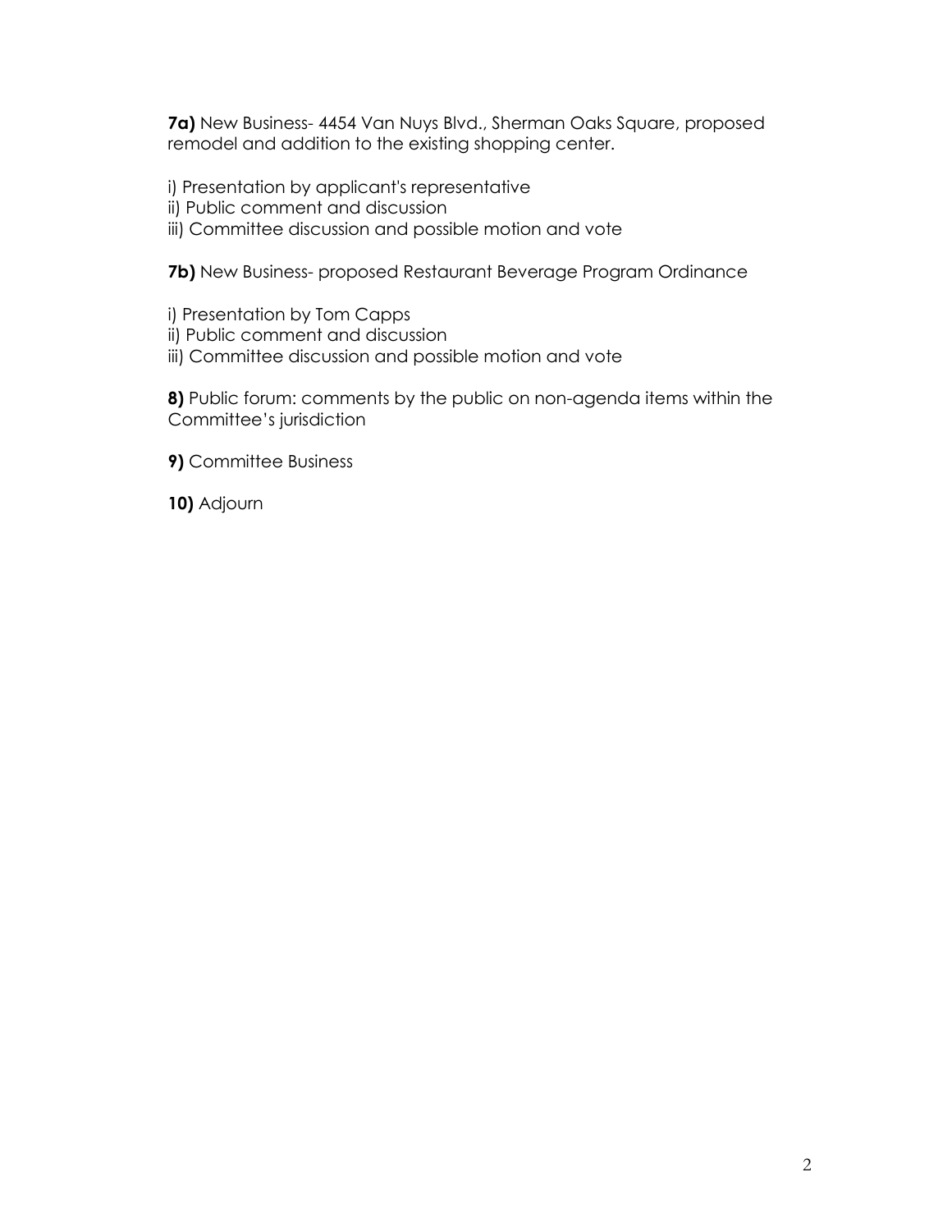**7a)** New Business- 4454 Van Nuys Blvd., Sherman Oaks Square, proposed remodel and addition to the existing shopping center.

i) Presentation by applicant's representative
ii) Public comment and discussion
iii) Committee discussion and possible motion and vote

**7b)** New Business- proposed Restaurant Beverage Program Ordinance

i) Presentation by Tom Capps
ii) Public comment and discussion
iii) Committee discussion and possible motion and vote

**8)** Public forum: comments by the public on non-agenda items within the Committee's jurisdiction

**9)** Committee Business

**10)** Adjourn